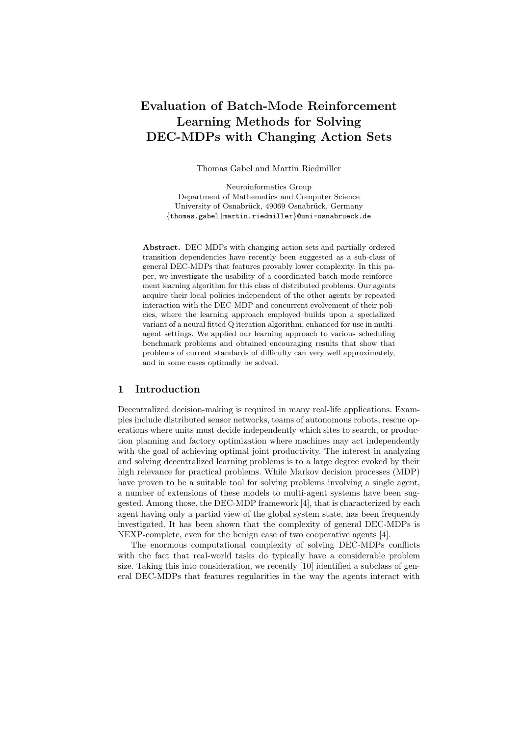# Evaluation of Batch-Mode Reinforcement Learning Methods for Solving DEC-MDPs with Changing Action Sets

Thomas Gabel and Martin Riedmiller

Neuroinformatics Group
Department of Mathematics and Computer Science
University of Osnabrück, 49069 Osnabrück, Germany
{thomas.gabel|martin.riedmiller}@uni-osnabrueck.de

**Abstract.** DEC-MDPs with changing action sets and partially ordered transition dependencies have recently been suggested as a sub-class of general DEC-MDPs that features provably lower complexity. In this paper, we investigate the usability of a coordinated batch-mode reinforcement learning algorithm for this class of distributed problems. Our agents acquire their local policies independent of the other agents by repeated interaction with the DEC-MDP and concurrent evolvement of their policies, where the learning approach employed builds upon a specialized variant of a neural fitted Q iteration algorithm, enhanced for use in multi-agent settings. We applied our learning approach to various scheduling benchmark problems and obtained encouraging results that show that problems of current standards of difficulty can very well approximately, and in some cases optimally be solved.

## 1 Introduction

Decentralized decision-making is required in many real-life applications. Examples include distributed sensor networks, teams of autonomous robots, rescue operations where units must decide independently which sites to search, or production planning and factory optimization where machines may act independently with the goal of achieving optimal joint productivity. The interest in analyzing and solving decentralized learning problems is to a large degree evoked by their high relevance for practical problems. While Markov decision processes (MDP) have proven to be a suitable tool for solving problems involving a single agent, a number of extensions of these models to multi-agent systems have been suggested. Among those, the DEC-MDP framework [4], that is characterized by each agent having only a partial view of the global system state, has been frequently investigated. It has been shown that the complexity of general DEC-MDPs is NEXP-complete, even for the benign case of two cooperative agents [4].

The enormous computational complexity of solving DEC-MDPs conflicts with the fact that real-world tasks do typically have a considerable problem size. Taking this into consideration, we recently [10] identified a subclass of general DEC-MDPs that features regularities in the way the agents interact with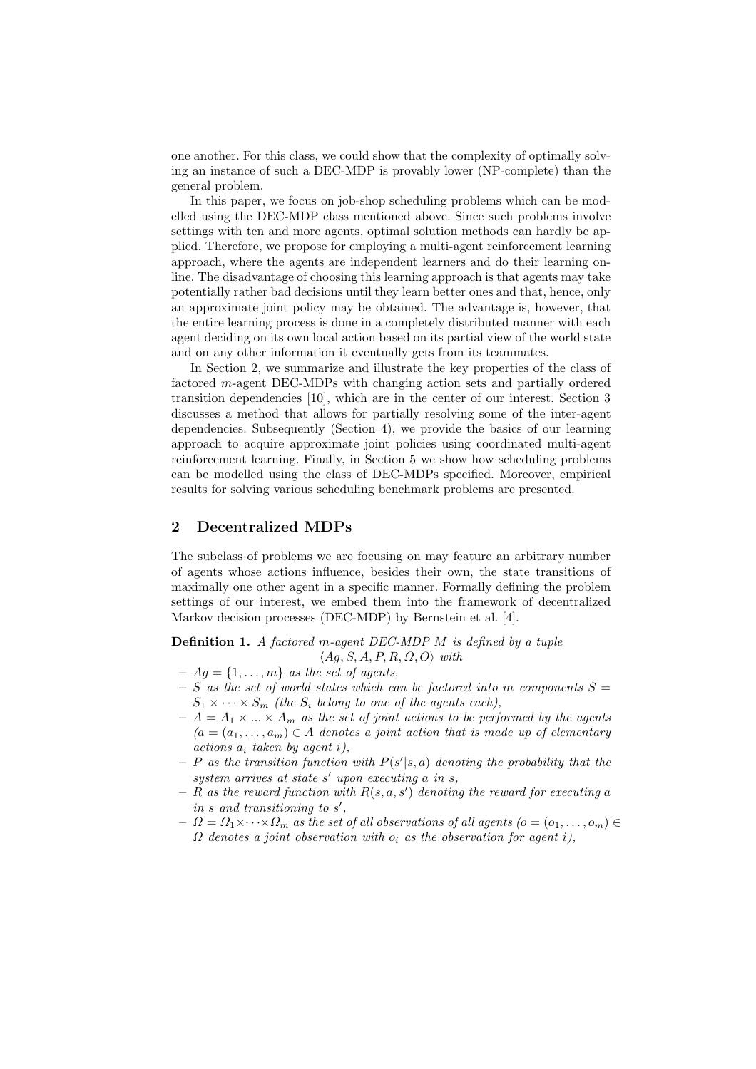one another. For this class, we could show that the complexity of optimally solving an instance of such a DEC-MDP is provably lower (NP-complete) than the general problem.

In this paper, we focus on job-shop scheduling problems which can be modelled using the DEC-MDP class mentioned above. Since such problems involve settings with ten and more agents, optimal solution methods can hardly be applied. Therefore, we propose for employing a multi-agent reinforcement learning approach, where the agents are independent learners and do their learning online. The disadvantage of choosing this learning approach is that agents may take potentially rather bad decisions until they learn better ones and that, hence, only an approximate joint policy may be obtained. The advantage is, however, that the entire learning process is done in a completely distributed manner with each agent deciding on its own local action based on its partial view of the world state and on any other information it eventually gets from its teammates.

In Section 2, we summarize and illustrate the key properties of the class of factored $m$-agent DEC-MDPs with changing action sets and partially ordered transition dependencies [10], which are in the center of our interest. Section 3 discusses a method that allows for partially resolving some of the inter-agent dependencies. Subsequently (Section 4), we provide the basics of our learning approach to acquire approximate joint policies using coordinated multi-agent reinforcement learning. Finally, in Section 5 we show how scheduling problems can be modelled using the class of DEC-MDPs specified. Moreover, empirical results for solving various scheduling benchmark problems are presented.

## 2 Decentralized MDPs

The subclass of problems we are focusing on may feature an arbitrary number of agents whose actions influence, besides their own, the state transitions of maximally one other agent in a specific manner. Formally defining the problem settings of our interest, we embed them into the framework of decentralized Markov decision processes (DEC-MDP) by Bernstein et al. [4].

**Definition 1.** *A factored $m$-agent DEC-MDP $M$ is defined by a tuple* $\langle Ag, S, A, P, R, \Omega, O \rangle$ *with*

- $Ag = \{1, \dots, m\}$ *as the set of agents,*
- $S$ *as the set of world states which can be factored into $m$ components $S = S_1 \times \cdots \times S_m$ (the $S_i$ belong to one of the agents each),*
- $A = A_1 \times ... \times A_m$ *as the set of joint actions to be performed by the agents ($a = (a_1, \dots, a_m) \in A$ denotes a joint action that is made up of elementary actions $a_i$ taken by agent $i$),*
- $P$ *as the transition function with $P(s'|s, a)$ denoting the probability that the system arrives at state $s'$ upon executing $a$ in $s$,*
- $R$ *as the reward function with $R(s, a, s')$ denoting the reward for executing $a$ in $s$ and transitioning to $s'$,*
- $\Omega = \Omega_1 \times \cdots \times \Omega_m$ *as the set of all observations of all agents ($o = (o_1, \dots, o_m) \in \Omega$ denotes a joint observation with $o_i$ as the observation for agent $i$),*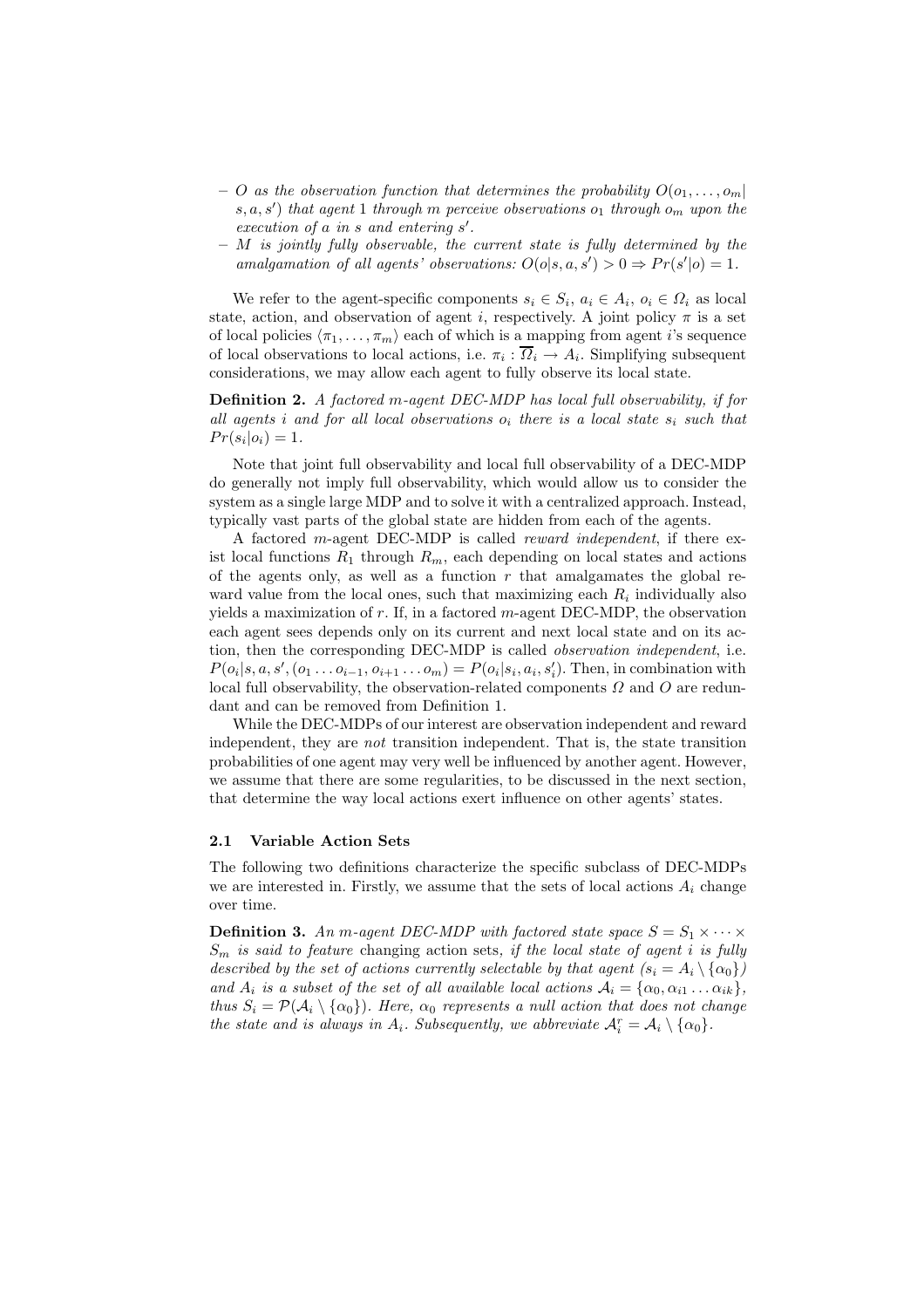– $O$ *as the observation function that determines the probability* $O(o_1, \ldots, o_m | s, a, s')$ *that agent* 1 *through* $m$ *perceive observations* $o_1$ *through* $o_m$ *upon the execution of* $a$ *in* $s$ *and entering* $s'$.

– $M$ *is jointly fully observable, the current state is fully determined by the amalgamation of all agents' observations:* $O(o|s, a, s') > 0 \Rightarrow Pr(s'|o) = 1$.

We refer to the agent-specific components $s_i \in S_i$, $a_i \in A_i$, $o_i \in \Omega_i$ as local state, action, and observation of agent $i$, respectively. A joint policy $\pi$ is a set of local policies $\langle \pi_1, \ldots, \pi_m \rangle$ each of which is a mapping from agent $i$'s sequence of local observations to local actions, i.e. $\pi_i : \overline{\Omega}_i \rightarrow A_i$. Simplifying subsequent considerations, we may allow each agent to fully observe its local state.

**Definition 2.** *A factored* $m$*-agent DEC-MDP has local full observability, if for all agents* $i$ *and for all local observations* $o_i$ *there is a local state* $s_i$ *such that* $Pr(s_i|o_i) = 1$.

Note that joint full observability and local full observability of a DEC-MDP do generally not imply full observability, which would allow us to consider the system as a single large MDP and to solve it with a centralized approach. Instead, typically vast parts of the global state are hidden from each of the agents.

A factored $m$-agent DEC-MDP is called *reward independent*, if there exist local functions $R_1$ through $R_m$, each depending on local states and actions of the agents only, as well as a function $r$ that amalgamates the global reward value from the local ones, such that maximizing each $R_i$ individually also yields a maximization of $r$. If, in a factored $m$-agent DEC-MDP, the observation each agent sees depends only on its current and next local state and on its action, then the corresponding DEC-MDP is called *observation independent*, i.e. $P(o_i|s, a, s', (o_1 \ldots o_{i-1}, o_{i+1} \ldots o_m) = P(o_i|s_i, a_i, s'_i)$. Then, in combination with local full observability, the observation-related components $\Omega$ and $O$ are redundant and can be removed from Definition 1.

While the DEC-MDPs of our interest are observation independent and reward independent, they are *not* transition independent. That is, the state transition probabilities of one agent may very well be influenced by another agent. However, we assume that there are some regularities, to be discussed in the next section, that determine the way local actions exert influence on other agents' states.

### 2.1 Variable Action Sets

The following two definitions characterize the specific subclass of DEC-MDPs we are interested in. Firstly, we assume that the sets of local actions $A_i$ change over time.

**Definition 3.** *An* $m$*-agent DEC-MDP with factored state space* $S = S_1 \times \cdots \times S_m$ *is said to feature* changing action sets*, if the local state of agent* $i$ *is fully described by the set of actions currently selectable by that agent* ($s_i = A_i \setminus \{\alpha_0\}$) *and* $A_i$ *is a subset of the set of all available local actions* $\mathcal{A}_i = \{\alpha_0, \alpha_{i1} \ldots \alpha_{ik}\}$, *thus* $S_i = \mathcal{P}(\mathcal{A}_i \setminus \{\alpha_0\})$. *Here,* $\alpha_0$ *represents a null action that does not change the state and is always in* $A_i$. *Subsequently, we abbreviate* $\mathcal{A}_i^r = \mathcal{A}_i \setminus \{\alpha_0\}$.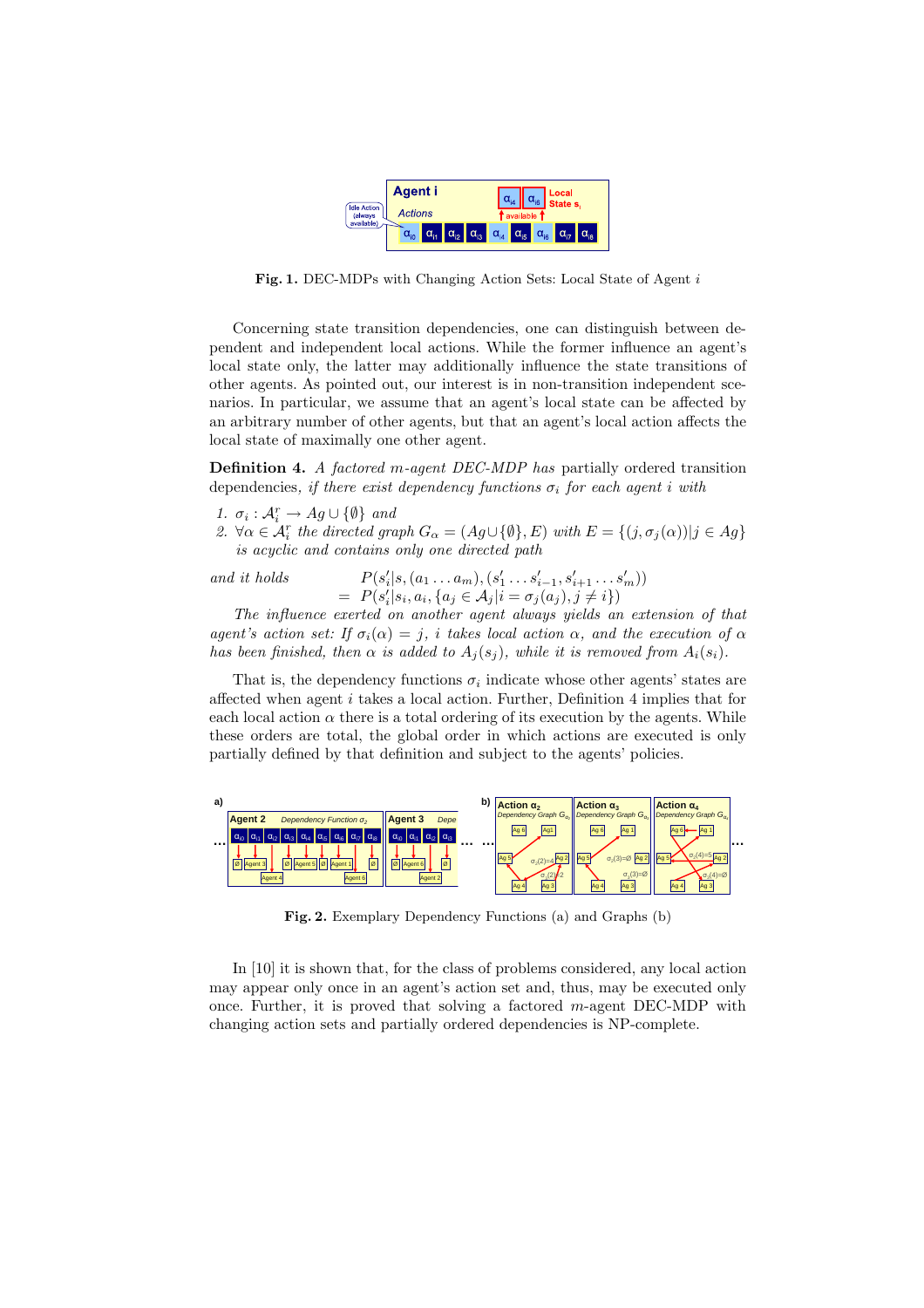Fig. 1. DEC-MDPs with Changing Action Sets: Local State of Agent $i$

Concerning state transition dependencies, one can distinguish between dependent and independent local actions. While the former influence an agent's local state only, the latter may additionally influence the state transitions of other agents. As pointed out, our interest is in non-transition independent scenarios. In particular, we assume that an agent's local state can be affected by an arbitrary number of other agents, but that an agent's local action affects the local state of maximally one other agent.

**Definition 4.** *A factored m-agent DEC-MDP has* partially ordered transition dependencies, *if there exist dependency functions $\sigma_i$ for each agent $i$ with*

1. *$\sigma_i : \mathcal{A}_i^r \to Ag \cup \{\emptyset\}$ and*
2. *$\forall \alpha \in \mathcal{A}_i^r$ the directed graph $G_\alpha = (Ag \cup \{\emptyset\}, E)$ with $E = \{(j, \sigma_j(\alpha)) | j \in Ag\}$ is acyclic and contains only one directed path*

*and it holds*

$$P(s_i'|s, (a_1 \dots a_m), (s_1' \dots s_{i-1}', s_{i+1}' \dots s_m')) = P(s_i'|s_i, a_i, \{a_j \in \mathcal{A}_j | i = \sigma_j(a_j), j \neq i\})$$

*The influence exerted on another agent always yields an extension of that agent's action set: If $\sigma_i(\alpha) = j$, $i$ takes local action $\alpha$, and the execution of $\alpha$ has been finished, then $\alpha$ is added to $A_j(s_j)$, while it is removed from $A_i(s_i)$.*

That is, the dependency functions $\sigma_i$ indicate whose other agents' states are affected when agent $i$ takes a local action. Further, Definition 4 implies that for each local action $\alpha$ there is a total ordering of its execution by the agents. While these orders are total, the global order in which actions are executed is only partially defined by that definition and subject to the agents' policies.

Fig. 2. Exemplary Dependency Functions (a) and Graphs (b)

In [10] it is shown that, for the class of problems considered, any local action may appear only once in an agent's action set and, thus, may be executed only once. Further, it is proved that solving a factored $m$-agent DEC-MDP with changing action sets and partially ordered dependencies is NP-complete.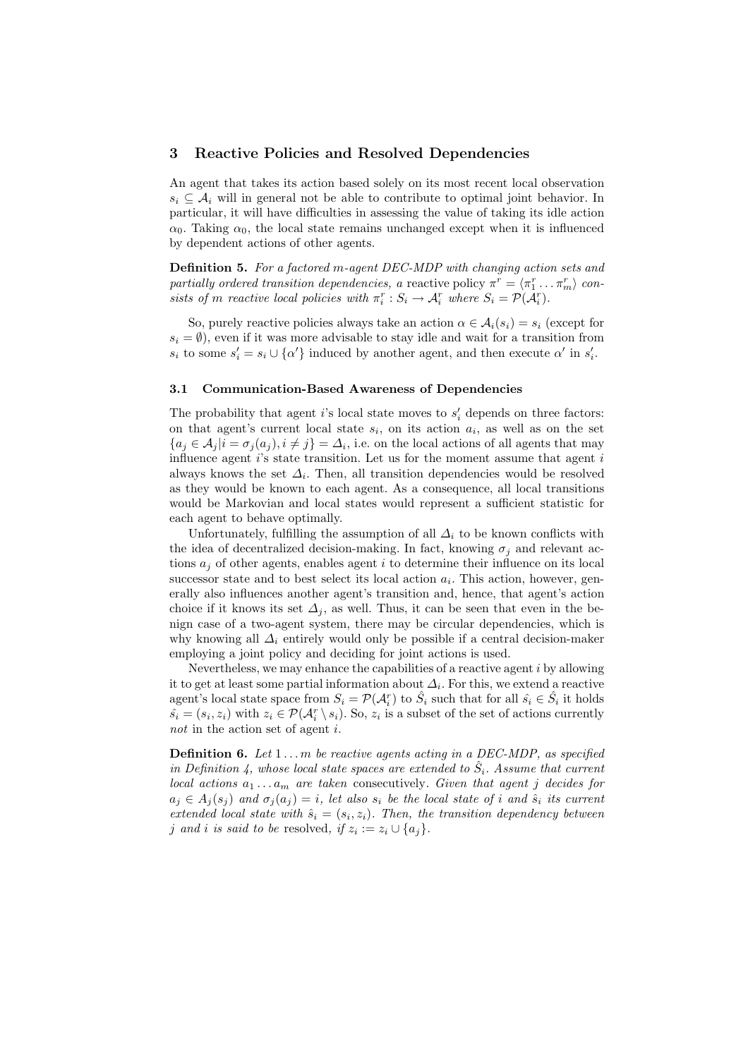## 3 Reactive Policies and Resolved Dependencies

An agent that takes its action based solely on its most recent local observation $s_i \subseteq \mathcal{A}_i$ will in general not be able to contribute to optimal joint behavior. In particular, it will have difficulties in assessing the value of taking its idle action $\alpha_0$. Taking $\alpha_0$, the local state remains unchanged except when it is influenced by dependent actions of other agents.

**Definition 5.** *For a factored $m$-agent DEC-MDP with changing action sets and partially ordered transition dependencies, a* reactive policy *$\pi^r = \langle \pi_1^r \dots \pi_m^r \rangle$ consists of $m$ reactive local policies with $\pi_i^r : S_i \rightarrow \mathcal{A}_i^r$ where $S_i = \mathcal{P}(\mathcal{A}_i^r)$.*

So, purely reactive policies always take an action $\alpha \in \mathcal{A}_i(s_i) = s_i$ (except for $s_i = \emptyset$), even if it was more advisable to stay idle and wait for a transition from $s_i$ to some $s_i' = s_i \cup \{\alpha'\}$ induced by another agent, and then execute $\alpha'$ in $s_i'$.

### 3.1 Communication-Based Awareness of Dependencies

The probability that agent $i$'s local state moves to $s_i'$ depends on three factors: on that agent's current local state $s_i$, on its action $a_i$, as well as on the set $\{a_j \in \mathcal{A}_j | i = \sigma_j(a_j), i \neq j\} = \Delta_i$, i.e. on the local actions of all agents that may influence agent $i$'s state transition. Let us for the moment assume that agent $i$ always knows the set $\Delta_i$. Then, all transition dependencies would be resolved as they would be known to each agent. As a consequence, all local transitions would be Markovian and local states would represent a sufficient statistic for each agent to behave optimally.

Unfortunately, fulfilling the assumption of all $\Delta_i$ to be known conflicts with the idea of decentralized decision-making. In fact, knowing $\sigma_j$ and relevant actions $a_j$ of other agents, enables agent $i$ to determine their influence on its local successor state and to best select its local action $a_i$. This action, however, generally also influences another agent's transition and, hence, that agent's action choice if it knows its set $\Delta_j$, as well. Thus, it can be seen that even in the benign case of a two-agent system, there may be circular dependencies, which is why knowing all $\Delta_i$ entirely would only be possible if a central decision-maker employing a joint policy and deciding for joint actions is used.

Nevertheless, we may enhance the capabilities of a reactive agent $i$ by allowing it to get at least some partial information about $\Delta_i$. For this, we extend a reactive agent's local state space from $S_i = \mathcal{P}(\mathcal{A}_i^r)$ to $\hat{S}_i$ such that for all $\hat{s}_i \in \hat{S}_i$ it holds $\hat{s}_i = (s_i, z_i)$ with $z_i \in \mathcal{P}(\mathcal{A}_i^r \setminus s_i)$. So, $z_i$ is a subset of the set of actions currently *not* in the action set of agent $i$.

**Definition 6.** *Let $1 \dots m$ be reactive agents acting in a DEC-MDP, as specified in Definition 4, whose local state spaces are extended to $\hat{S}_i$. Assume that current local actions $a_1 \dots a_m$ are taken* consecutively. *Given that agent $j$ decides for $a_j \in A_j(s_j)$ and $\sigma_j(a_j) = i$, let also $s_i$ be the local state of $i$ and $\hat{s}_i$ its current extended local state with $\hat{s}_i = (s_i, z_i)$. Then, the transition dependency between $j$ and $i$ is said to be* resolved, *if $z_i := z_i \cup \{a_j\}$.*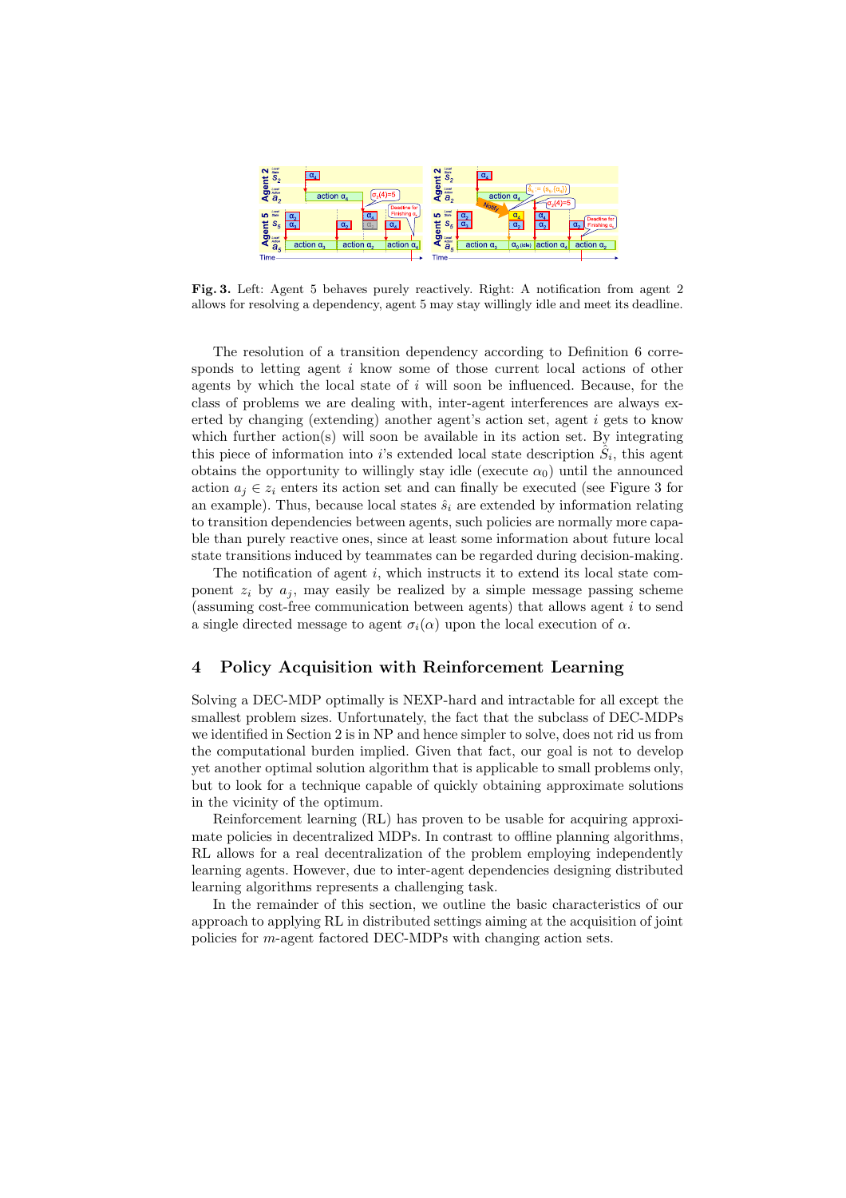**Fig. 3.** Left: Agent 5 behaves purely reactively. Right: A notification from agent 2 allows for resolving a dependency, agent 5 may stay willingly idle and meet its deadline.

The resolution of a transition dependency according to Definition 6 corresponds to letting agent $i$ know some of those current local actions of other agents by which the local state of $i$ will soon be influenced. Because, for the class of problems we are dealing with, inter-agent interferences are always exerted by changing (extending) another agent's action set, agent $i$ gets to know which further action(s) will soon be available in its action set. By integrating this piece of information into $i$'s extended local state description $\hat{S}_i$, this agent obtains the opportunity to willingly stay idle (execute $\alpha_0$) until the announced action $a_j \in z_i$ enters its action set and can finally be executed (see Figure 3 for an example). Thus, because local states $\hat{s}_i$ are extended by information relating to transition dependencies between agents, such policies are normally more capable than purely reactive ones, since at least some information about future local state transitions induced by teammates can be regarded during decision-making.

The notification of agent $i$, which instructs it to extend its local state component $z_i$ by $a_j$, may easily be realized by a simple message passing scheme (assuming cost-free communication between agents) that allows agent $i$ to send a single directed message to agent $\sigma_i(\alpha)$ upon the local execution of $\alpha$.

## 4 Policy Acquisition with Reinforcement Learning

Solving a DEC-MDP optimally is NEXP-hard and intractable for all except the smallest problem sizes. Unfortunately, the fact that the subclass of DEC-MDPs we identified in Section 2 is in NP and hence simpler to solve, does not rid us from the computational burden implied. Given that fact, our goal is not to develop yet another optimal solution algorithm that is applicable to small problems only, but to look for a technique capable of quickly obtaining approximate solutions in the vicinity of the optimum.

Reinforcement learning (RL) has proven to be usable for acquiring approximate policies in decentralized MDPs. In contrast to offline planning algorithms, RL allows for a real decentralization of the problem employing independently learning agents. However, due to inter-agent dependencies designing distributed learning algorithms represents a challenging task.

In the remainder of this section, we outline the basic characteristics of our approach to applying RL in distributed settings aiming at the acquisition of joint policies for $m$-agent factored DEC-MDPs with changing action sets.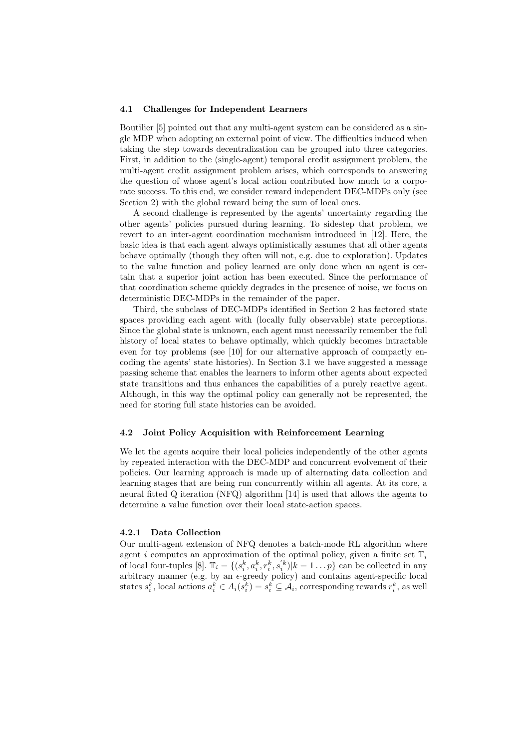### 4.1 Challenges for Independent Learners

Boutilier [5] pointed out that any multi-agent system can be considered as a single MDP when adopting an external point of view. The difficulties induced when taking the step towards decentralization can be grouped into three categories. First, in addition to the (single-agent) temporal credit assignment problem, the multi-agent credit assignment problem arises, which corresponds to answering the question of whose agent's local action contributed how much to a corporate success. To this end, we consider reward independent DEC-MDPs only (see Section 2) with the global reward being the sum of local ones.

A second challenge is represented by the agents' uncertainty regarding the other agents' policies pursued during learning. To sidestep that problem, we revert to an inter-agent coordination mechanism introduced in [12]. Here, the basic idea is that each agent always optimistically assumes that all other agents behave optimally (though they often will not, e.g. due to exploration). Updates to the value function and policy learned are only done when an agent is certain that a superior joint action has been executed. Since the performance of that coordination scheme quickly degrades in the presence of noise, we focus on deterministic DEC-MDPs in the remainder of the paper.

Third, the subclass of DEC-MDPs identified in Section 2 has factored state spaces providing each agent with (locally fully observable) state perceptions. Since the global state is unknown, each agent must necessarily remember the full history of local states to behave optimally, which quickly becomes intractable even for toy problems (see [10] for our alternative approach of compactly encoding the agents' state histories). In Section 3.1 we have suggested a message passing scheme that enables the learners to inform other agents about expected state transitions and thus enhances the capabilities of a purely reactive agent. Although, in this way the optimal policy can generally not be represented, the need for storing full state histories can be avoided.

### 4.2 Joint Policy Acquisition with Reinforcement Learning

We let the agents acquire their local policies independently of the other agents by repeated interaction with the DEC-MDP and concurrent evolvement of their policies. Our learning approach is made up of alternating data collection and learning stages that are being run concurrently within all agents. At its core, a neural fitted Q iteration (NFQ) algorithm [14] is used that allows the agents to determine a value function over their local state-action spaces.

#### 4.2.1 Data Collection

Our multi-agent extension of NFQ denotes a batch-mode RL algorithm where agent $i$ computes an approximation of the optimal policy, given a finite set $\mathbb{T}_i$ of local four-tuples [8]. $\mathbb{T}_i = \{(s_i^k, a_i^k, r_i^k, s_i'^k) | k = 1 \dots p\}$ can be collected in any arbitrary manner (e.g. by an $\epsilon$-greedy policy) and contains agent-specific local states $s_i^k$, local actions $a_i^k \in A_i(s_i^k) = s_i^k \subseteq \mathcal{A}_i$, corresponding rewards $r_i^k$, as well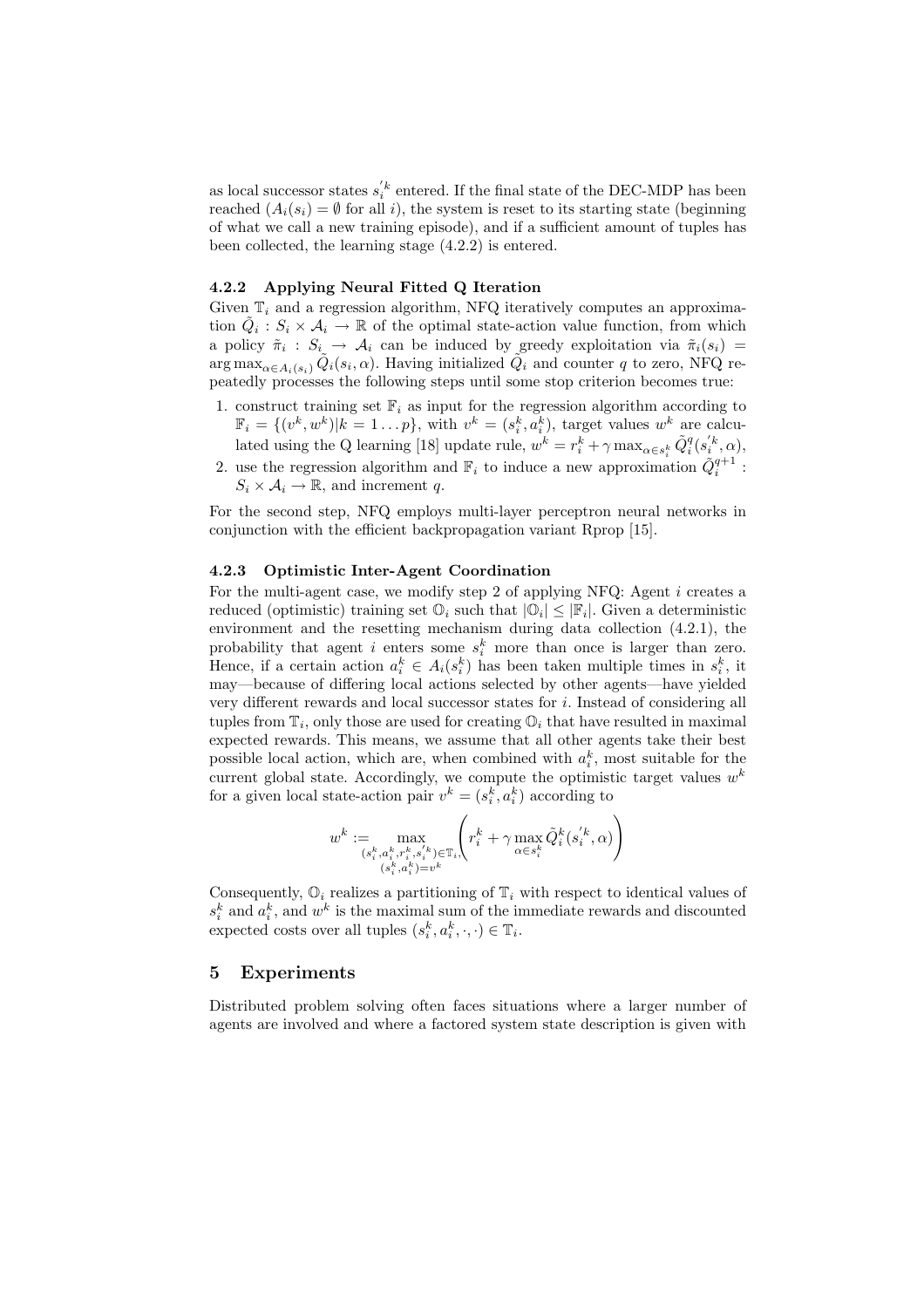as local successor states $s_i^{'k}$ entered. If the final state of the DEC-MDP has been reached ($A_i(s_i) = \emptyset$ for all $i$), the system is reset to its starting state (beginning of what we call a new training episode), and if a sufficient amount of tuples has been collected, the learning stage (4.2.2) is entered.

### 4.2.2 Applying Neural Fitted Q Iteration

Given $\mathbb{T}_i$ and a regression algorithm, NFQ iteratively computes an approximation $\tilde{Q}_i : S_i \times \mathcal{A}_i \to \mathbb{R}$ of the optimal state-action value function, from which a policy $\tilde{\pi}_i : S_i \to \mathcal{A}_i$ can be induced by greedy exploitation via $\tilde{\pi}_i(s_i) = \arg\max_{\alpha \in A_i(s_i)} \tilde{Q}_i(s_i, \alpha)$. Having initialized $\tilde{Q}_i$ and counter $q$ to zero, NFQ repeatedly processes the following steps until some stop criterion becomes true:

1. construct training set $\mathbb{F}_i$ as input for the regression algorithm according to $\mathbb{F}_i = \{(v^k, w^k) | k = 1 \dots p\}$, with $v^k = (s_i^k, a_i^k)$, target values $w^k$ are calculated using the Q learning [18] update rule, $w^k = r_i^k + \gamma \max_{\alpha \in s_i^k} \tilde{Q}_i^q(s_i^{'k}, \alpha)$,
2. use the regression algorithm and $\mathbb{F}_i$ to induce a new approximation $\tilde{Q}_i^{q+1} : S_i \times \mathcal{A}_i \to \mathbb{R}$, and increment $q$.

For the second step, NFQ employs multi-layer perceptron neural networks in conjunction with the efficient backpropagation variant Rprop [15].

### 4.2.3 Optimistic Inter-Agent Coordination

For the multi-agent case, we modify step 2 of applying NFQ: Agent $i$ creates a reduced (optimistic) training set $\mathbb{O}_i$ such that $|\mathbb{O}_i| \leq |\mathbb{F}_i|$. Given a deterministic environment and the resetting mechanism during data collection (4.2.1), the probability that agent $i$ enters some $s_i^k$ more than once is larger than zero. Hence, if a certain action $a_i^k \in A_i(s_i^k)$ has been taken multiple times in $s_i^k$, it may—because of differing local actions selected by other agents—have yielded very different rewards and local successor states for $i$. Instead of considering all tuples from $\mathbb{T}_i$, only those are used for creating $\mathbb{O}_i$ that have resulted in maximal expected rewards. This means, we assume that all other agents take their best possible local action, which are, when combined with $a_i^k$, most suitable for the current global state. Accordingly, we compute the optimistic target values $w^k$ for a given local state-action pair $v^k = (s_i^k, a_i^k)$ according to

$$w^k := \max_{\substack{(s_i^k, a_i^k, r_i^k, s_i^{'k}) \in \mathbb{T}_i, \\ (s_i^k, a_i^k) = v^k}} \left( r_i^k + \gamma \max_{\alpha \in s_i^k} \tilde{Q}_i^k(s_i^{'k}, \alpha) \right)$$

Consequently, $\mathbb{O}_i$ realizes a partitioning of $\mathbb{T}_i$ with respect to identical values of $s_i^k$ and $a_i^k$, and $w^k$ is the maximal sum of the immediate rewards and discounted expected costs over all tuples $(s_i^k, a_i^k, \cdot, \cdot) \in \mathbb{T}_i$.

## 5 Experiments

Distributed problem solving often faces situations where a larger number of agents are involved and where a factored system state description is given with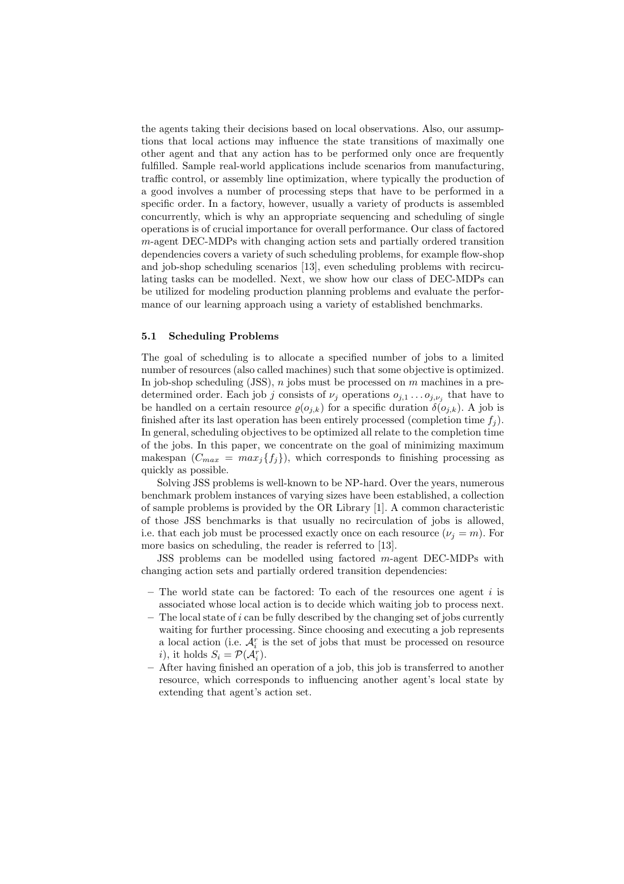the agents taking their decisions based on local observations. Also, our assumptions that local actions may influence the state transitions of maximally one other agent and that any action has to be performed only once are frequently fulfilled. Sample real-world applications include scenarios from manufacturing, traffic control, or assembly line optimization, where typically the production of a good involves a number of processing steps that have to be performed in a specific order. In a factory, however, usually a variety of products is assembled concurrently, which is why an appropriate sequencing and scheduling of single operations is of crucial importance for overall performance. Our class of factored $m$-agent DEC-MDPs with changing action sets and partially ordered transition dependencies covers a variety of such scheduling problems, for example flow-shop and job-shop scheduling scenarios [13], even scheduling problems with recirculating tasks can be modelled. Next, we show how our class of DEC-MDPs can be utilized for modeling production planning problems and evaluate the performance of our learning approach using a variety of established benchmarks.

### 5.1 Scheduling Problems

The goal of scheduling is to allocate a specified number of jobs to a limited number of resources (also called machines) such that some objective is optimized. In job-shop scheduling (JSS), $n$ jobs must be processed on $m$ machines in a predetermined order. Each job $j$ consists of $\nu_j$ operations $o_{j,1} \dots o_{j,\nu_j}$ that have to be handled on a certain resource $\varrho(o_{j,k})$ for a specific duration $\delta(o_{j,k})$. A job is finished after its last operation has been entirely processed (completion time $f_j$). In general, scheduling objectives to be optimized all relate to the completion time of the jobs. In this paper, we concentrate on the goal of minimizing maximum makespan ($C_{max} = max_j\{f_j\}$), which corresponds to finishing processing as quickly as possible.

Solving JSS problems is well-known to be NP-hard. Over the years, numerous benchmark problem instances of varying sizes have been established, a collection of sample problems is provided by the OR Library [1]. A common characteristic of those JSS benchmarks is that usually no recirculation of jobs is allowed, i.e. that each job must be processed exactly once on each resource ($\nu_j = m$). For more basics on scheduling, the reader is referred to [13].

JSS problems can be modelled using factored $m$-agent DEC-MDPs with changing action sets and partially ordered transition dependencies:

- The world state can be factored: To each of the resources one agent $i$ is associated whose local action is to decide which waiting job to process next.
- The local state of $i$ can be fully described by the changing set of jobs currently waiting for further processing. Since choosing and executing a job represents a local action (i.e. $\mathcal{A}_i^r$ is the set of jobs that must be processed on resource $i$), it holds $S_i = \mathcal{P}(\mathcal{A}_i^r)$.
- After having finished an operation of a job, this job is transferred to another resource, which corresponds to influencing another agent's local state by extending that agent's action set.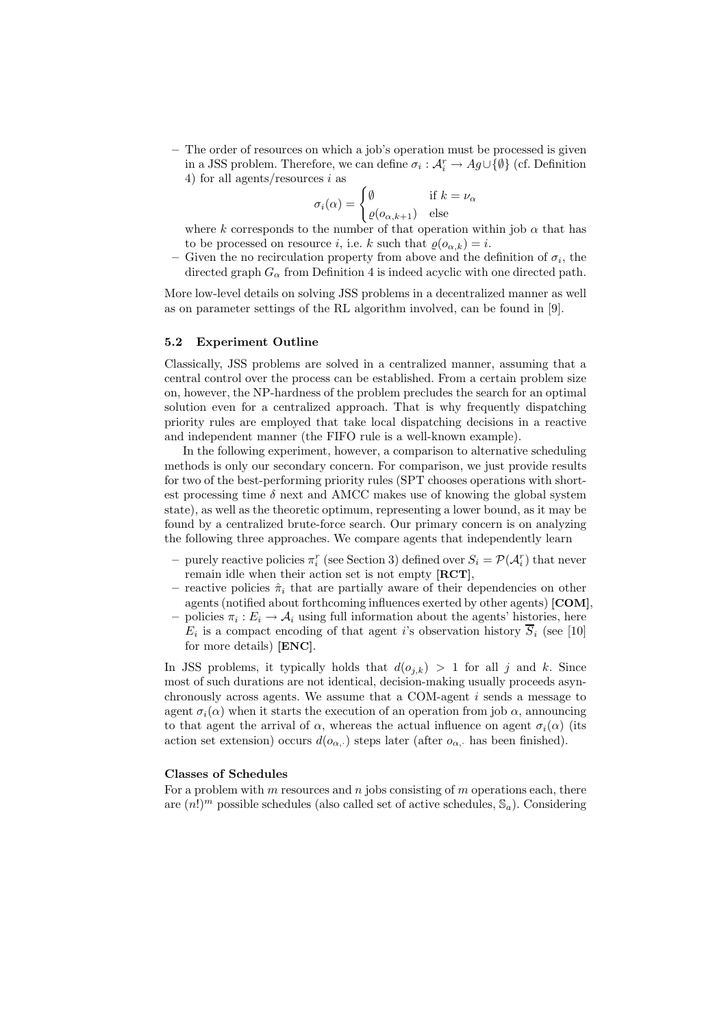– The order of resources on which a job's operation must be processed is given in a JSS problem. Therefore, we can define $\sigma_i : \mathcal{A}_i^r \rightarrow Ag \cup \{\emptyset\}$ (cf. Definition 4) for all agents/resources $i$ as

$$\sigma_i(\alpha) = \begin{cases} \emptyset & \text{if } k = \nu_\alpha \\ \varrho(o_{\alpha,k+1}) & \text{else} \end{cases}$$

where $k$ corresponds to the number of that operation within job $\alpha$ that has to be processed on resource $i$, i.e. $k$ such that $\varrho(o_{\alpha,k}) = i$.

– Given the no recirculation property from above and the definition of $\sigma_i$, the directed graph $G_\alpha$ from Definition 4 is indeed acyclic with one directed path.

More low-level details on solving JSS problems in a decentralized manner as well as on parameter settings of the RL algorithm involved, can be found in [9].

### 5.2 Experiment Outline

Classically, JSS problems are solved in a centralized manner, assuming that a central control over the process can be established. From a certain problem size on, however, the NP-hardness of the problem precludes the search for an optimal solution even for a centralized approach. That is why frequently dispatching priority rules are employed that take local dispatching decisions in a reactive and independent manner (the FIFO rule is a well-known example).

In the following experiment, however, a comparison to alternative scheduling methods is only our secondary concern. For comparison, we just provide results for two of the best-performing priority rules (SPT chooses operations with shortest processing time $\delta$ next and AMCC makes use of knowing the global system state), as well as the theoretic optimum, representing a lower bound, as it may be found by a centralized brute-force search. Our primary concern is on analyzing the following three approaches. We compare agents that independently learn

- purely reactive policies $\pi_i^r$ (see Section 3) defined over $S_i = \mathcal{P}(\mathcal{A}_i^r)$ that never remain idle when their action set is not empty **[RCT]**,
- reactive policies $\hat{\pi}_i$ that are partially aware of their dependencies on other agents (notified about forthcoming influences exerted by other agents) **[COM]**,
- policies $\pi_i : E_i \rightarrow \mathcal{A}_i$ using full information about the agents' histories, here $E_i$ is a compact encoding of that agent $i$'s observation history $\overline{S}_i$ (see [10] for more details) **[ENC]**.

In JSS problems, it typically holds that $d(o_{j,k}) > 1$ for all $j$ and $k$. Since most of such durations are not identical, decision-making usually proceeds asynchronously across agents. We assume that a COM-agent $i$ sends a message to agent $\sigma_i(\alpha)$ when it starts the execution of an operation from job $\alpha$, announcing to that agent the arrival of $\alpha$, whereas the actual influence on agent $\sigma_i(\alpha)$ (its action set extension) occurs $d(o_{\alpha,\cdot})$ steps later (after $o_{\alpha,\cdot}$ has been finished).

**Classes of Schedules**

For a problem with $m$ resources and $n$ jobs consisting of $m$ operations each, there are $(n!)^m$ possible schedules (also called set of active schedules, $\mathbb{S}_a$). Considering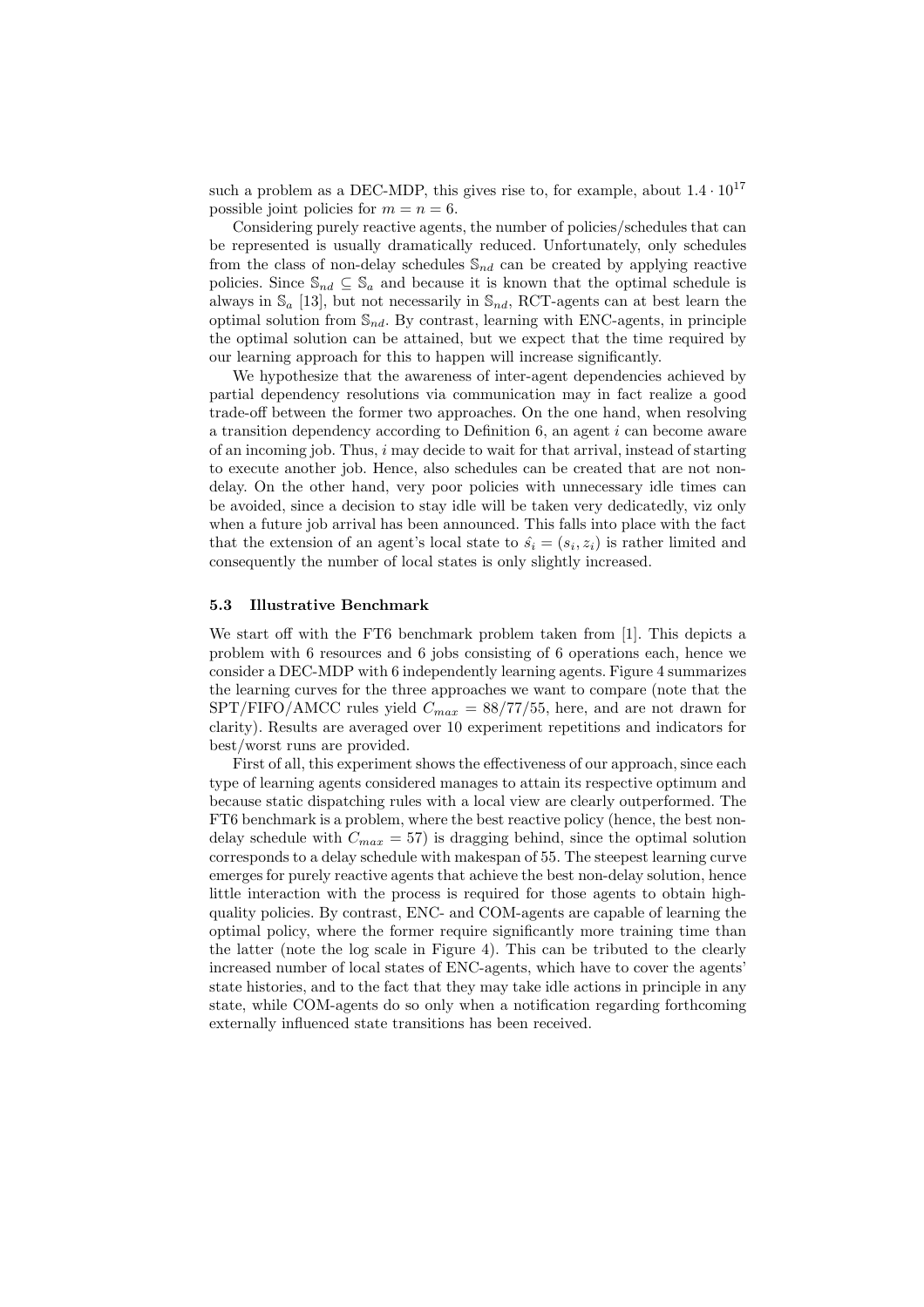such a problem as a DEC-MDP, this gives rise to, for example, about $1.4 \cdot 10^{17}$ possible joint policies for $m = n = 6$.

Considering purely reactive agents, the number of policies/schedules that can be represented is usually dramatically reduced. Unfortunately, only schedules from the class of non-delay schedules $\mathbb{S}_{nd}$ can be created by applying reactive policies. Since $\mathbb{S}_{nd} \subseteq \mathbb{S}_a$ and because it is known that the optimal schedule is always in $\mathbb{S}_a$ [13], but not necessarily in $\mathbb{S}_{nd}$, RCT-agents can at best learn the optimal solution from $\mathbb{S}_{nd}$. By contrast, learning with ENC-agents, in principle the optimal solution can be attained, but we expect that the time required by our learning approach for this to happen will increase significantly.

We hypothesize that the awareness of inter-agent dependencies achieved by partial dependency resolutions via communication may in fact realize a good trade-off between the former two approaches. On the one hand, when resolving a transition dependency according to Definition 6, an agent $i$ can become aware of an incoming job. Thus, $i$ may decide to wait for that arrival, instead of starting to execute another job. Hence, also schedules can be created that are not non-delay. On the other hand, very poor policies with unnecessary idle times can be avoided, since a decision to stay idle will be taken very dedicatedly, viz only when a future job arrival has been announced. This falls into place with the fact that the extension of an agent's local state to $\hat{s}_i = (s_i, z_i)$ is rather limited and consequently the number of local states is only slightly increased.

### 5.3 Illustrative Benchmark

We start off with the FT6 benchmark problem taken from [1]. This depicts a problem with 6 resources and 6 jobs consisting of 6 operations each, hence we consider a DEC-MDP with 6 independently learning agents. Figure 4 summarizes the learning curves for the three approaches we want to compare (note that the SPT/FIFO/AMCC rules yield $C_{max} = 88/77/55$, here, and are not drawn for clarity). Results are averaged over 10 experiment repetitions and indicators for best/worst runs are provided.

First of all, this experiment shows the effectiveness of our approach, since each type of learning agents considered manages to attain its respective optimum and because static dispatching rules with a local view are clearly outperformed. The FT6 benchmark is a problem, where the best reactive policy (hence, the best non-delay schedule with $C_{max} = 57$) is dragging behind, since the optimal solution corresponds to a delay schedule with makespan of 55. The steepest learning curve emerges for purely reactive agents that achieve the best non-delay solution, hence little interaction with the process is required for those agents to obtain high-quality policies. By contrast, ENC- and COM-agents are capable of learning the optimal policy, where the former require significantly more training time than the latter (note the log scale in Figure 4). This can be tributed to the clearly increased number of local states of ENC-agents, which have to cover the agents' state histories, and to the fact that they may take idle actions in principle in any state, while COM-agents do so only when a notification regarding forthcoming externally influenced state transitions has been received.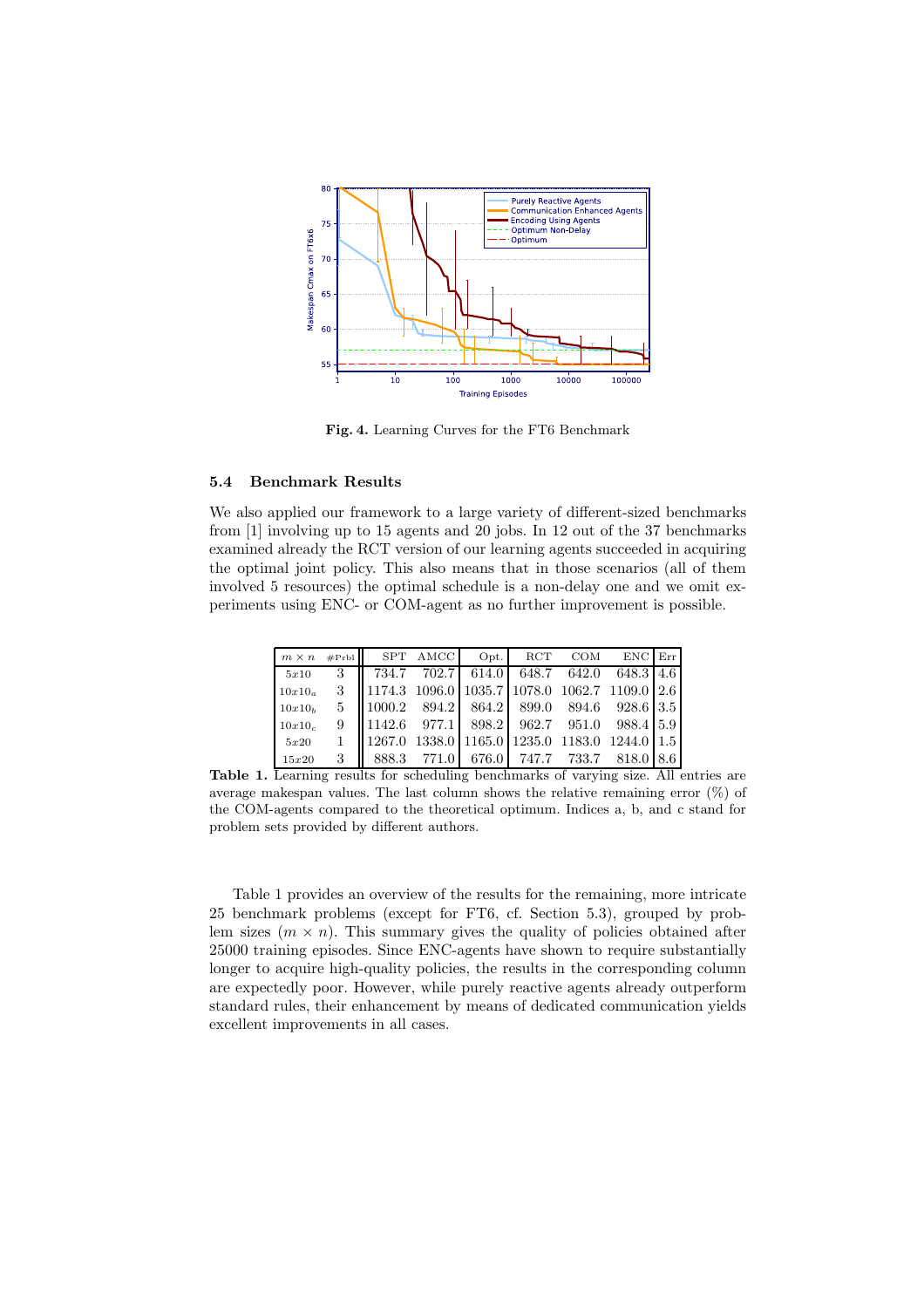**Fig. 4.** Learning Curves for the FT6 Benchmark

### 5.4 Benchmark Results

We also applied our framework to a large variety of different-sized benchmarks from [1] involving up to 15 agents and 20 jobs. In 12 out of the 37 benchmarks examined already the RCT version of our learning agents succeeded in acquiring the optimal joint policy. This also means that in those scenarios (all of them involved 5 resources) the optimal schedule is a non-delay one and we omit experiments using ENC- or COM-agent as no further improvement is possible.

| $m \times n$ | #Prbl | SPT | AMCC | Opt. | RCT | COM | ENC | Err |
|---|---|---|---|---|---|---|---|---|
| $5x10$ | 3 | 734.7 | 702.7 | 614.0 | 648.7 | 642.0 | 648.3 | 4.6 |
| $10x10_a$ | 3 | 1174.3 | 1096.0 | 1035.7 | 1078.0 | 1062.7 | 1109.0 | 2.6 |
| $10x10_b$ | 5 | 1000.2 | 894.2 | 864.2 | 899.0 | 894.6 | 928.6 | 3.5 |
| $10x10_c$ | 9 | 1142.6 | 977.1 | 898.2 | 962.7 | 951.0 | 988.4 | 5.9 |
| $5x20$ | 1 | 1267.0 | 1338.0 | 1165.0 | 1235.0 | 1183.0 | 1244.0 | 1.5 |
| $15x20$ | 3 | 888.3 | 771.0 | 676.0 | 747.7 | 733.7 | 818.0 | 8.6 |

**Table 1.** Learning results for scheduling benchmarks of varying size. All entries are average makespan values. The last column shows the relative remaining error (%) of the COM-agents compared to the theoretical optimum. Indices a, b, and c stand for problem sets provided by different authors.

Table 1 provides an overview of the results for the remaining, more intricate 25 benchmark problems (except for FT6, cf. Section 5.3), grouped by problem sizes ($m \times n$). This summary gives the quality of policies obtained after 25000 training episodes. Since ENC-agents have shown to require substantially longer to acquire high-quality policies, the results in the corresponding column are expectedly poor. However, while purely reactive agents already outperform standard rules, their enhancement by means of dedicated communication yields excellent improvements in all cases.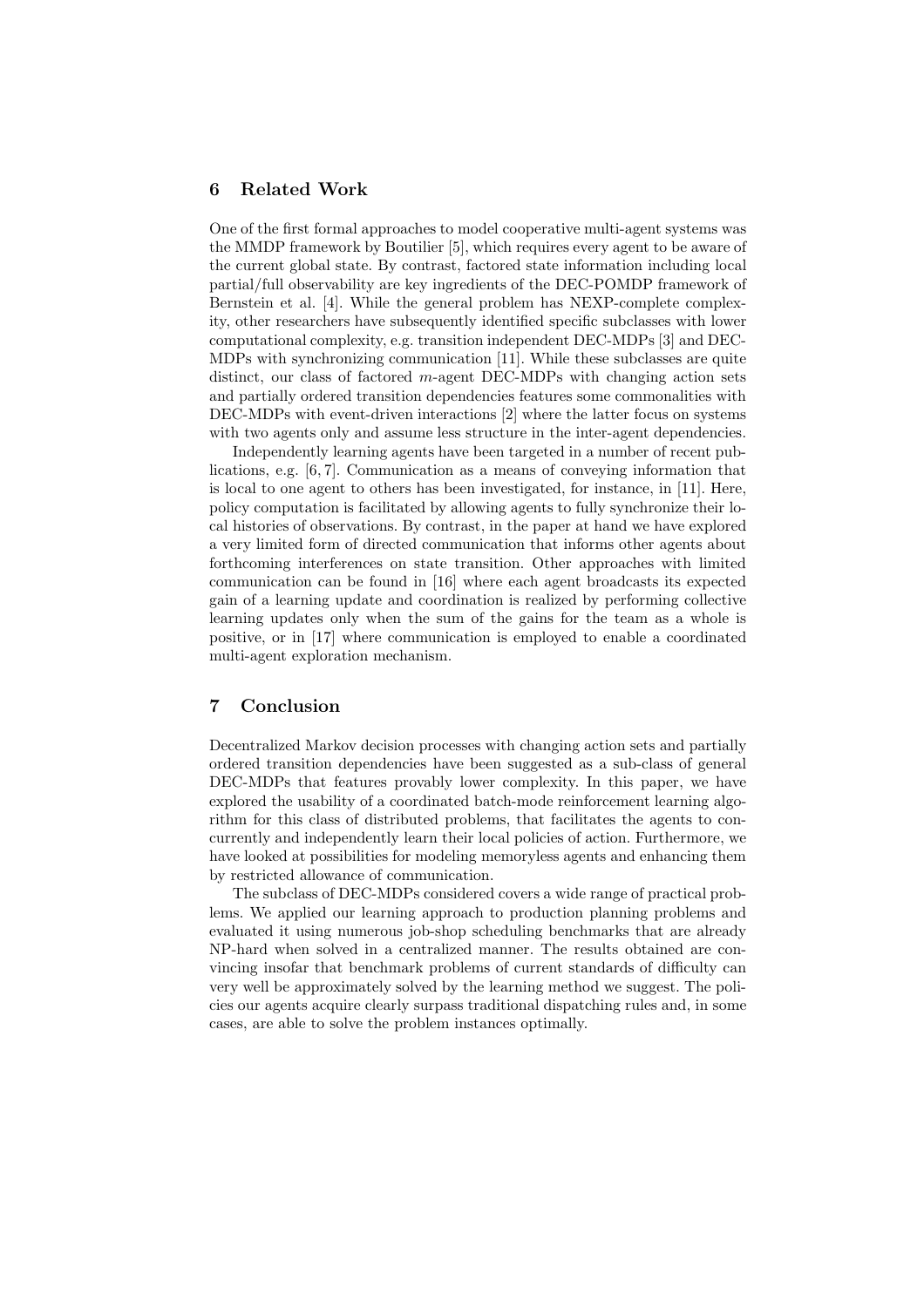## 6 Related Work

One of the first formal approaches to model cooperative multi-agent systems was the MMDP framework by Boutilier [5], which requires every agent to be aware of the current global state. By contrast, factored state information including local partial/full observability are key ingredients of the DEC-POMDP framework of Bernstein et al. [4]. While the general problem has NEXP-complete complexity, other researchers have subsequently identified specific subclasses with lower computational complexity, e.g. transition independent DEC-MDPs [3] and DEC-MDPs with synchronizing communication [11]. While these subclasses are quite distinct, our class of factored $m$-agent DEC-MDPs with changing action sets and partially ordered transition dependencies features some commonalities with DEC-MDPs with event-driven interactions [2] where the latter focus on systems with two agents only and assume less structure in the inter-agent dependencies.

Independently learning agents have been targeted in a number of recent publications, e.g. [6, 7]. Communication as a means of conveying information that is local to one agent to others has been investigated, for instance, in [11]. Here, policy computation is facilitated by allowing agents to fully synchronize their local histories of observations. By contrast, in the paper at hand we have explored a very limited form of directed communication that informs other agents about forthcoming interferences on state transition. Other approaches with limited communication can be found in [16] where each agent broadcasts its expected gain of a learning update and coordination is realized by performing collective learning updates only when the sum of the gains for the team as a whole is positive, or in [17] where communication is employed to enable a coordinated multi-agent exploration mechanism.

## 7 Conclusion

Decentralized Markov decision processes with changing action sets and partially ordered transition dependencies have been suggested as a sub-class of general DEC-MDPs that features provably lower complexity. In this paper, we have explored the usability of a coordinated batch-mode reinforcement learning algorithm for this class of distributed problems, that facilitates the agents to concurrently and independently learn their local policies of action. Furthermore, we have looked at possibilities for modeling memoryless agents and enhancing them by restricted allowance of communication.

The subclass of DEC-MDPs considered covers a wide range of practical problems. We applied our learning approach to production planning problems and evaluated it using numerous job-shop scheduling benchmarks that are already NP-hard when solved in a centralized manner. The results obtained are convincing insofar that benchmark problems of current standards of difficulty can very well be approximately solved by the learning method we suggest. The policies our agents acquire clearly surpass traditional dispatching rules and, in some cases, are able to solve the problem instances optimally.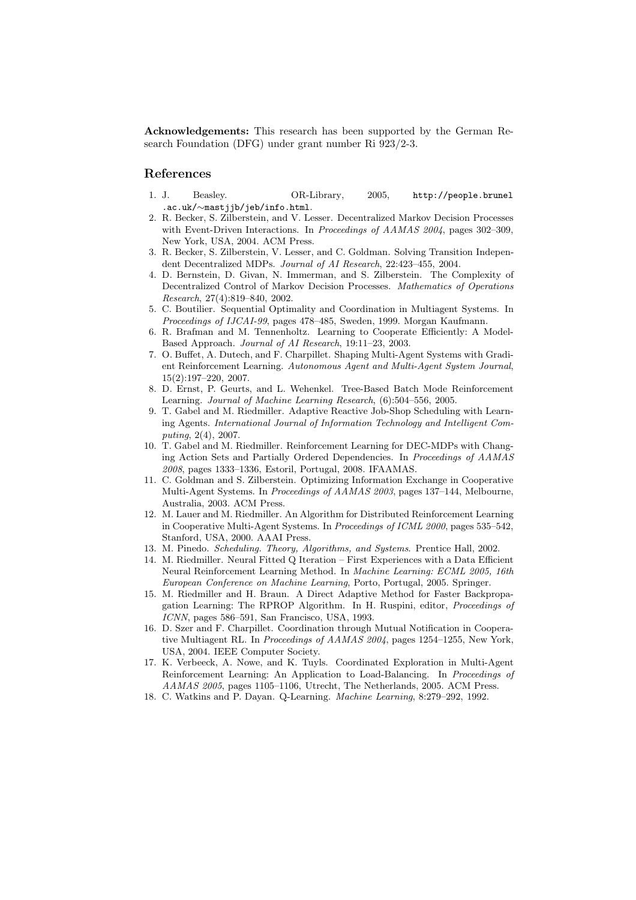**Acknowledgements:** This research has been supported by the German Research Foundation (DFG) under grant number Ri 923/2-3.

## References

1. J. Beasley. OR-Library, 2005, `http://people.brunel.ac.uk/~mastjjb/jeb/info.html`.
2. R. Becker, S. Zilberstein, and V. Lesser. Decentralized Markov Decision Processes with Event-Driven Interactions. In *Proceedings of AAMAS 2004*, pages 302–309, New York, USA, 2004. ACM Press.
3. R. Becker, S. Zilberstein, V. Lesser, and C. Goldman. Solving Transition Independent Decentralized MDPs. *Journal of AI Research*, 22:423–455, 2004.
4. D. Bernstein, D. Givan, N. Immerman, and S. Zilberstein. The Complexity of Decentralized Control of Markov Decision Processes. *Mathematics of Operations Research*, 27(4):819–840, 2002.
5. C. Boutilier. Sequential Optimality and Coordination in Multiagent Systems. In *Proceedings of IJCAI-99*, pages 478–485, Sweden, 1999. Morgan Kaufmann.
6. R. Brafman and M. Tennenholtz. Learning to Cooperate Efficiently: A Model-Based Approach. *Journal of AI Research*, 19:11–23, 2003.
7. O. Buffet, A. Dutech, and F. Charpillet. Shaping Multi-Agent Systems with Gradient Reinforcement Learning. *Autonomous Agent and Multi-Agent System Journal*, 15(2):197–220, 2007.
8. D. Ernst, P. Geurts, and L. Wehenkel. Tree-Based Batch Mode Reinforcement Learning. *Journal of Machine Learning Research*, (6):504–556, 2005.
9. T. Gabel and M. Riedmiller. Adaptive Reactive Job-Shop Scheduling with Learning Agents. *International Journal of Information Technology and Intelligent Computing*, 2(4), 2007.
10. T. Gabel and M. Riedmiller. Reinforcement Learning for DEC-MDPs with Changing Action Sets and Partially Ordered Dependencies. In *Proceedings of AAMAS 2008*, pages 1333–1336, Estoril, Portugal, 2008. IFAAMAS.
11. C. Goldman and S. Zilberstein. Optimizing Information Exchange in Cooperative Multi-Agent Systems. In *Proceedings of AAMAS 2003*, pages 137–144, Melbourne, Australia, 2003. ACM Press.
12. M. Lauer and M. Riedmiller. An Algorithm for Distributed Reinforcement Learning in Cooperative Multi-Agent Systems. In *Proceedings of ICML 2000*, pages 535–542, Stanford, USA, 2000. AAAI Press.
13. M. Pinedo. *Scheduling. Theory, Algorithms, and Systems*. Prentice Hall, 2002.
14. M. Riedmiller. Neural Fitted Q Iteration – First Experiences with a Data Efficient Neural Reinforcement Learning Method. In *Machine Learning: ECML 2005, 16th European Conference on Machine Learning*, Porto, Portugal, 2005. Springer.
15. M. Riedmiller and H. Braun. A Direct Adaptive Method for Faster Backpropagation Learning: The RPROP Algorithm. In H. Ruspini, editor, *Proceedings of ICNN*, pages 586–591, San Francisco, USA, 1993.
16. D. Szer and F. Charpillet. Coordination through Mutual Notification in Cooperative Multiagent RL. In *Proceedings of AAMAS 2004*, pages 1254–1255, New York, USA, 2004. IEEE Computer Society.
17. K. Verbeeck, A. Nowe, and K. Tuyls. Coordinated Exploration in Multi-Agent Reinforcement Learning: An Application to Load-Balancing. In *Proceedings of AAMAS 2005*, pages 1105–1106, Utrecht, The Netherlands, 2005. ACM Press.
18. C. Watkins and P. Dayan. Q-Learning. *Machine Learning*, 8:279–292, 1992.